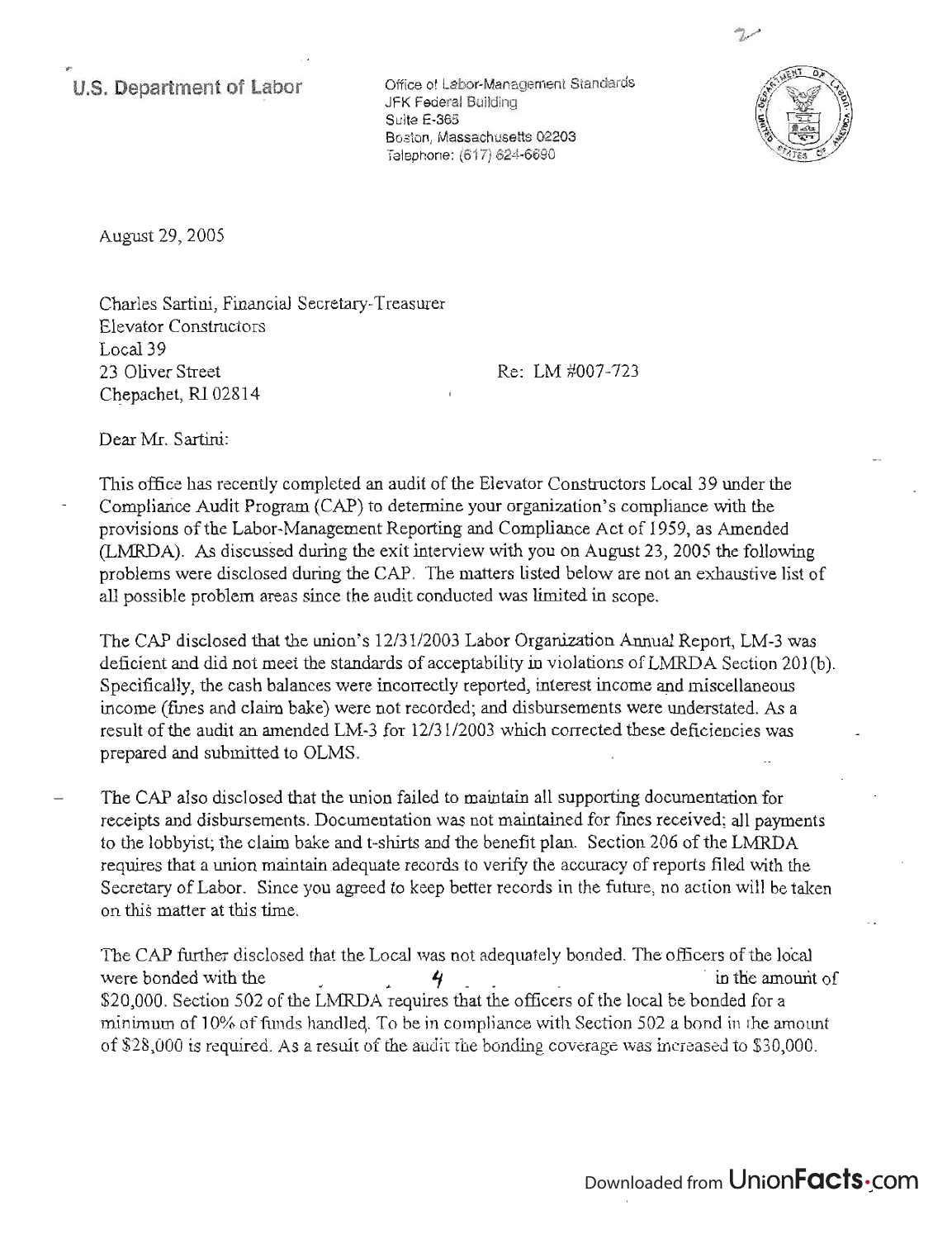U.S. Department of Labor

Office of Labor-Management Standards
JFK Federal Building
Suite E-365
Boston, Massachusetts 02203
Telephone: (617) 624-6690

August 29, 2005

Charles Sartini, Financial Secretary-Treasurer
Elevator Constructors
Local 39
23 Oliver Street
Chepachet, RI 02814

Re: LM #007-723

Dear Mr. Sartini:

This office has recently completed an audit of the Elevator Constructors Local 39 under the Compliance Audit Program (CAP) to determine your organization's compliance with the provisions of the Labor-Management Reporting and Compliance Act of 1959, as Amended (LMRDA). As discussed during the exit interview with you on August 23, 2005 the following problems were disclosed during the CAP. The matters listed below are not an exhaustive list of all possible problem areas since the audit conducted was limited in scope.

The CAP disclosed that the union's 12/31/2003 Labor Organization Annual Report, LM-3 was deficient and did not meet the standards of acceptability in violations of LMRDA Section 201(b). Specifically, the cash balances were incorrectly reported, interest income and miscellaneous income (fines and claim bake) were not recorded; and disbursements were understated. As a result of the audit an amended LM-3 for 12/31/2003 which corrected these deficiencies was prepared and submitted to OLMS.

The CAP also disclosed that the union failed to maintain all supporting documentation for receipts and disbursements. Documentation was not maintained for fines received; all payments to the lobbyist; the claim bake and t-shirts and the benefit plan. Section 206 of the LMRDA requires that a union maintain adequate records to verify the accuracy of reports filed with the Secretary of Labor. Since you agreed to keep better records in the future, no action will be taken on this matter at this time.

The CAP further disclosed that the Local was not adequately bonded. The officers of the local were bonded with the 4 in the amount of $20,000. Section 502 of the LMRDA requires that the officers of the local be bonded for a minimum of 10% of funds handled. To be in compliance with Section 502 a bond in the amount of $28,000 is required. As a result of the audit the bonding coverage was increased to $30,000.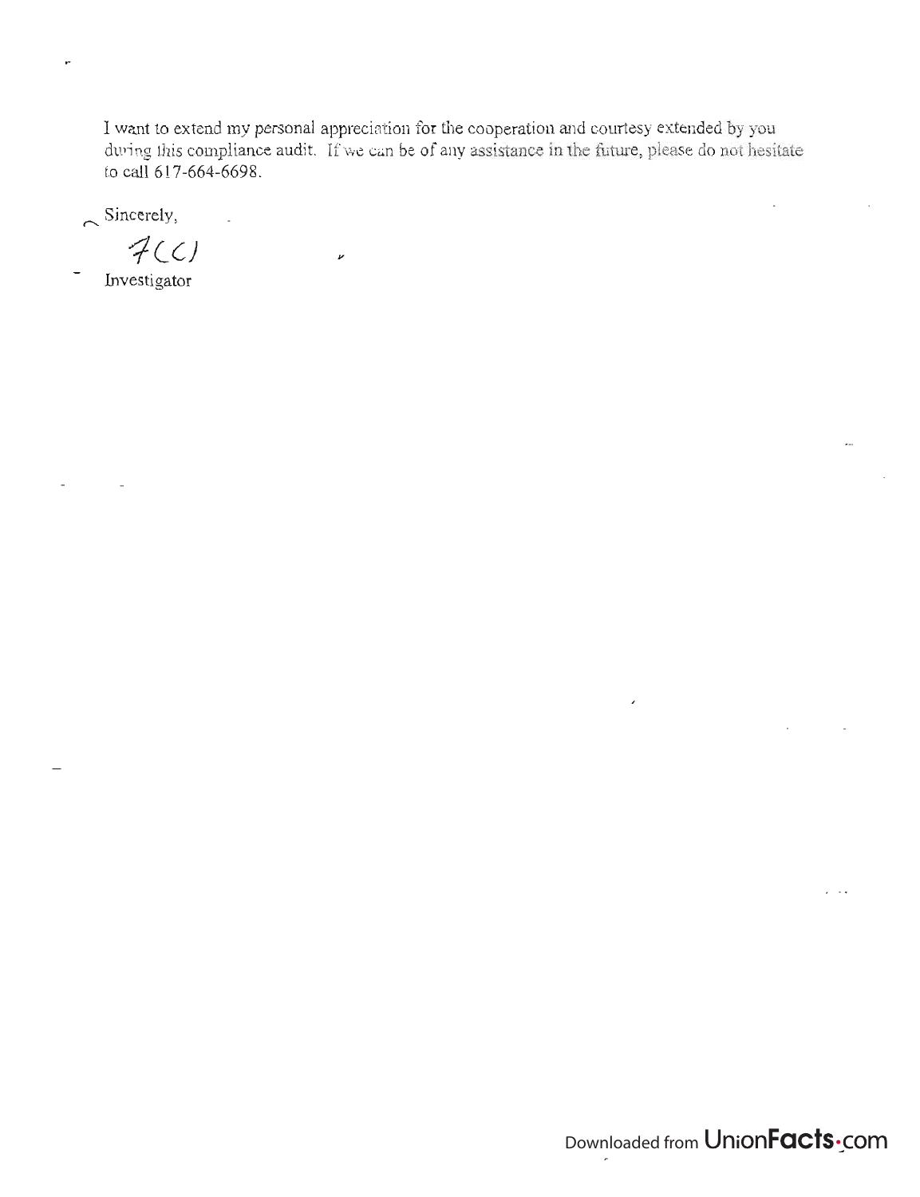I want to extend my personal appreciation for the cooperation and courtesy extended by you during this compliance audit. If we can be of any assistance in the future, please do not hesitate to call 617-664-6698.

Sincerely,

7(C)

Investigator

Downloaded from UnionFacts.com